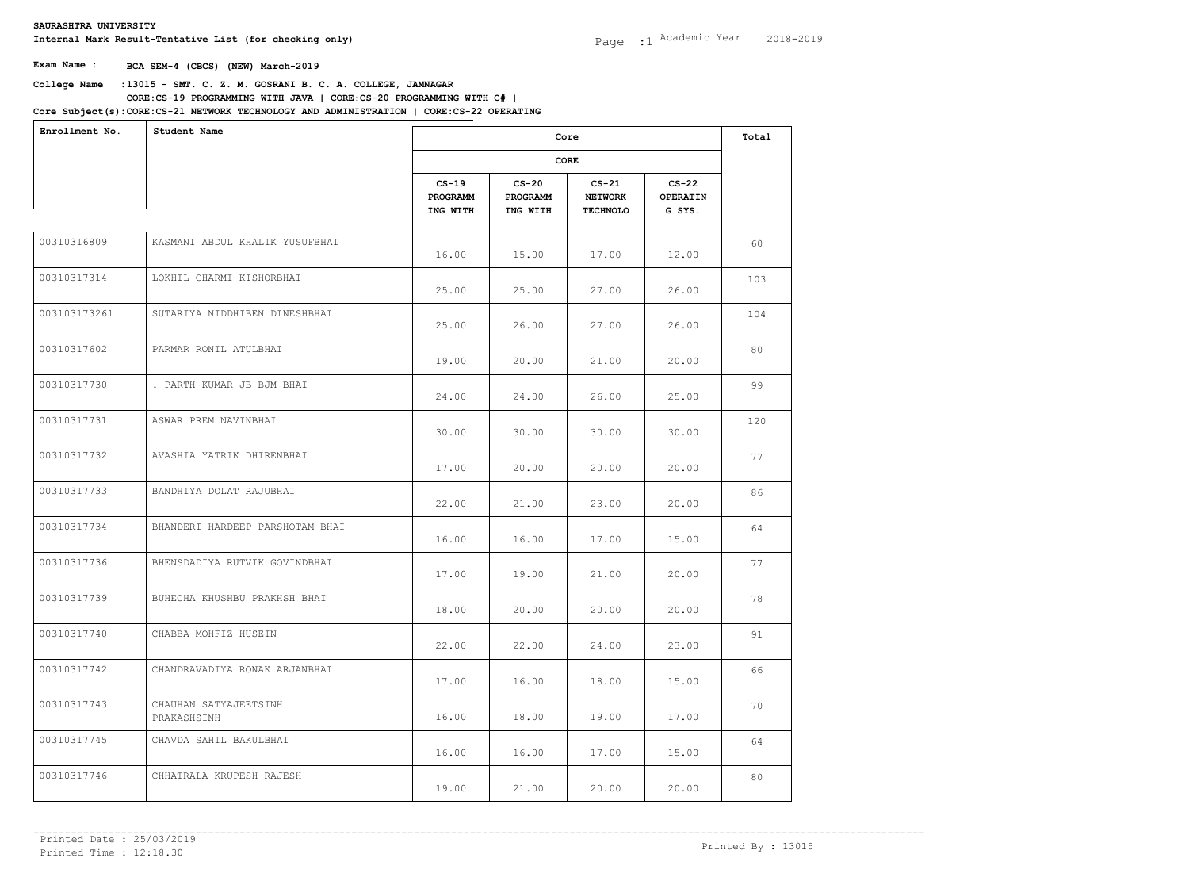**SAURASHTRA UNIVERSITY**

**Internal Mark Result-Tentative List (for checking only)**

Academic Year 2018-2019

**Exam Name : BCA SEM-4 (CBCS) (NEW) March-2019**

**College Name : 13015 - SMT. C. Z. M. GOSRANI B. C. A. COLLEGE, JAMNAGAR**

**Core Subject(s): CORE:CS-19 PROGRAMMING WITH JAVA | CORE:CS-20 PROGRAMMING WITH C# | CORE:CS-21 NETWORK TECHNOLOGY AND ADMINISTRATION | CORE:CS-22 OPERATING**

| Enrollment No. | Student Name | Core | | | | Total |
|---|---|---|---|---|---|---|
| | | CORE | | | | |
| | | CS-19 PROGRAMM ING WITH | CS-20 PROGRAMM ING WITH | CS-21 NETWORK TECHNOLO | CS-22 OPERATIN G SYS. | |
| 00310316809 | KASMANI ABDUL KHALIK YUSUFBHAI | 16.00 | 15.00 | 17.00 | 12.00 | 60 |
| 00310317314 | LOKHIL CHARMI KISHORBHAI | 25.00 | 25.00 | 27.00 | 26.00 | 103 |
| 003103173261 | SUTARIYA NIDDHIBEN DINESHBHAI | 25.00 | 26.00 | 27.00 | 26.00 | 104 |
| 00310317602 | PARMAR RONIL ATULBHAI | 19.00 | 20.00 | 21.00 | 20.00 | 80 |
| 00310317730 | . PARTH KUMAR JB BJM BHAI | 24.00 | 24.00 | 26.00 | 25.00 | 99 |
| 00310317731 | ASWAR PREM NAVINBHAI | 30.00 | 30.00 | 30.00 | 30.00 | 120 |
| 00310317732 | AVASHIA YATRIK DHIRENBHAI | 17.00 | 20.00 | 20.00 | 20.00 | 77 |
| 00310317733 | BANDHIYA DOLAT RAJUBHAI | 22.00 | 21.00 | 23.00 | 20.00 | 86 |
| 00310317734 | BHANDERI HARDEEP PARSHOTAM BHAI | 16.00 | 16.00 | 17.00 | 15.00 | 64 |
| 00310317736 | BHENSDADIYA RUTVIK GOVINDBHAI | 17.00 | 19.00 | 21.00 | 20.00 | 77 |
| 00310317739 | BUHECHA KHUSHBU PRAKHSH BHAI | 18.00 | 20.00 | 20.00 | 20.00 | 78 |
| 00310317740 | CHABBA MOHFIZ HUSEIN | 22.00 | 22.00 | 24.00 | 23.00 | 91 |
| 00310317742 | CHANDRAVADIYA RONAK ARJANBHAI | 17.00 | 16.00 | 18.00 | 15.00 | 66 |
| 00310317743 | CHAUHAN SATYAJEETSINH PRAKASHSINH | 16.00 | 18.00 | 19.00 | 17.00 | 70 |
| 00310317745 | CHAVDA SAHIL BAKULBHAI | 16.00 | 16.00 | 17.00 | 15.00 | 64 |
| 00310317746 | CHHATRALA KRUPESH RAJESH | 19.00 | 21.00 | 20.00 | 20.00 | 80 |

Printed Date : 25/03/2019
Printed Time : 12:18.30

Printed By : 13015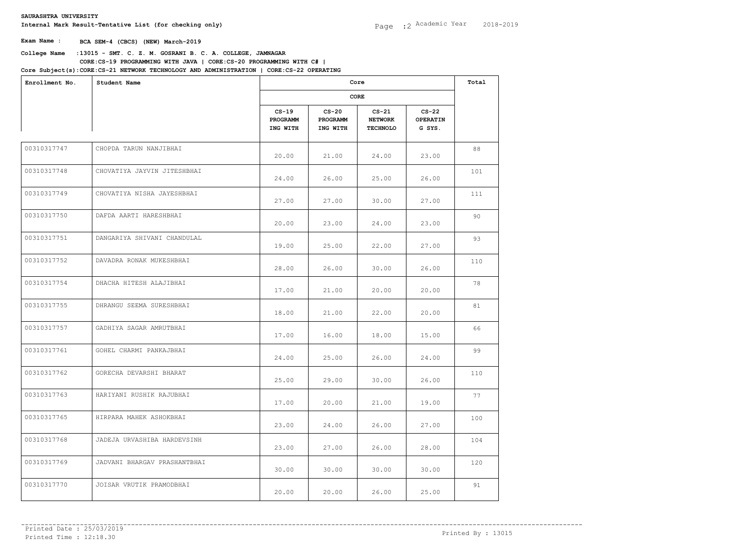**SAURASHTRA UNIVERSITY**

**Internal Mark Result-Tentative List (for checking only)**

Academic Year 2018-2019

**Exam Name : BCA SEM-4 (CBCS) (NEW) March-2019**

**College Name :13015 - SMT. C. Z. M. GOSRANI B. C. A. COLLEGE, JAMNAGAR**

**Core Subject(s):CORE:CS-19 PROGRAMMING WITH JAVA | CORE:CS-20 PROGRAMMING WITH C# | CORE:CS-21 NETWORK TECHNOLOGY AND ADMINISTRATION | CORE:CS-22 OPERATING**

| Enrollment No. | Student Name | Core | | | | Total |
|---|---|---|---|---|---|---|
| | | CORE | | | | |
| | | CS-19 PROGRAMM ING WITH | CS-20 PROGRAMM ING WITH | CS-21 NETWORK TECHNOLO | CS-22 OPERATIN G SYS. | |
| 00310317747 | CHOPDA TARUN NANJIBHAI | 20.00 | 21.00 | 24.00 | 23.00 | 88 |
| 00310317748 | CHOVATIYA JAYVIN JITESHBHAI | 24.00 | 26.00 | 25.00 | 26.00 | 101 |
| 00310317749 | CHOVATIYA NISHA JAYESHBHAI | 27.00 | 27.00 | 30.00 | 27.00 | 111 |
| 00310317750 | DAFDA AARTI HARESHBHAI | 20.00 | 23.00 | 24.00 | 23.00 | 90 |
| 00310317751 | DANGARIYA SHIVANI CHANDULAL | 19.00 | 25.00 | 22.00 | 27.00 | 93 |
| 00310317752 | DAVADRA RONAK MUKESHBHAI | 28.00 | 26.00 | 30.00 | 26.00 | 110 |
| 00310317754 | DHACHA HITESH ALAJIBHAI | 17.00 | 21.00 | 20.00 | 20.00 | 78 |
| 00310317755 | DHRANGU SEEMA SURESHBHAI | 18.00 | 21.00 | 22.00 | 20.00 | 81 |
| 00310317757 | GADHIYA SAGAR AMRUTBHAI | 17.00 | 16.00 | 18.00 | 15.00 | 66 |
| 00310317761 | GOHEL CHARMI PANKAJBHAI | 24.00 | 25.00 | 26.00 | 24.00 | 99 |
| 00310317762 | GORECHA DEVARSHI BHARAT | 25.00 | 29.00 | 30.00 | 26.00 | 110 |
| 00310317763 | HARIYANI RUSHIK RAJUBHAI | 17.00 | 20.00 | 21.00 | 19.00 | 77 |
| 00310317765 | HIRPARA MAHEK ASHOKBHAI | 23.00 | 24.00 | 26.00 | 27.00 | 100 |
| 00310317768 | JADEJA URVASHIBA HARDEVSINH | 23.00 | 27.00 | 26.00 | 28.00 | 104 |
| 00310317769 | JADVANI BHARGAV PRASHANTBHAI | 30.00 | 30.00 | 30.00 | 30.00 | 120 |
| 00310317770 | JOISAR VRUTIK PRAMODBHAI | 20.00 | 20.00 | 26.00 | 25.00 | 91 |

Printed Date : 25/03/2019
Printed Time : 12:18.30

Printed By : 13015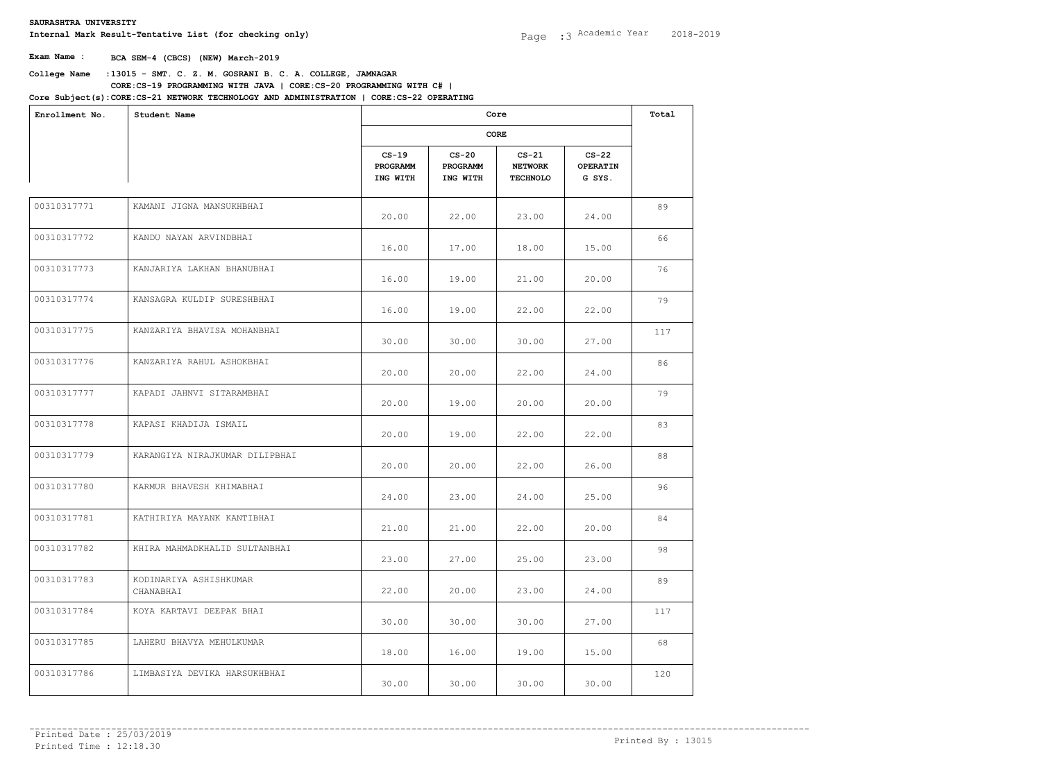**SAURASHTRA UNIVERSITY**

**Internal Mark Result-Tentative List (for checking only)**

Academic Year 2018-2019

**Exam Name : BCA SEM-4 (CBCS) (NEW) March-2019**

**College Name :13015 - SMT. C. Z. M. GOSRANI B. C. A. COLLEGE, JAMNAGAR**

**Core Subject(s):CORE:CS-19 PROGRAMMING WITH JAVA | CORE:CS-20 PROGRAMMING WITH C# | CORE:CS-21 NETWORK TECHNOLOGY AND ADMINISTRATION | CORE:CS-22 OPERATING**

| Enrollment No. | Student Name | Core | | | | Total |
|---|---|---|---|---|---|---|
| | | CORE | | | | |
| | | CS-19 PROGRAMM ING WITH | CS-20 PROGRAMM ING WITH | CS-21 NETWORK TECHNOLO | CS-22 OPERATIN G SYS. | |
| 00310317771 | KAMANI JIGNA MANSUKHBHAI | 20.00 | 22.00 | 23.00 | 24.00 | 89 |
| 00310317772 | KANDU NAYAN ARVINDBHAI | 16.00 | 17.00 | 18.00 | 15.00 | 66 |
| 00310317773 | KANJARIYA LAKHAN BHANUBHAI | 16.00 | 19.00 | 21.00 | 20.00 | 76 |
| 00310317774 | KANSAGRA KULDIP SURESHBHAI | 16.00 | 19.00 | 22.00 | 22.00 | 79 |
| 00310317775 | KANZARIYA BHAVISA MOHANBHAI | 30.00 | 30.00 | 30.00 | 27.00 | 117 |
| 00310317776 | KANZARIYA RAHUL ASHOKBHAI | 20.00 | 20.00 | 22.00 | 24.00 | 86 |
| 00310317777 | KAPADI JAHNVI SITARAMBHAI | 20.00 | 19.00 | 20.00 | 20.00 | 79 |
| 00310317778 | KAPASI KHADIJA ISMAIL | 20.00 | 19.00 | 22.00 | 22.00 | 83 |
| 00310317779 | KARANGIYA NIRAJKUMAR DILIPBHAI | 20.00 | 20.00 | 22.00 | 26.00 | 88 |
| 00310317780 | KARMUR BHAVESH KHIMABHAI | 24.00 | 23.00 | 24.00 | 25.00 | 96 |
| 00310317781 | KATHIRIYA MAYANK KANTIBHAI | 21.00 | 21.00 | 22.00 | 20.00 | 84 |
| 00310317782 | KHIRA MAHMADKHALID SULTANBHAI | 23.00 | 27.00 | 25.00 | 23.00 | 98 |
| 00310317783 | KODINARIYA ASHISHKUMAR CHANABHAI | 22.00 | 20.00 | 23.00 | 24.00 | 89 |
| 00310317784 | KOYA KARTAVI DEEPAK BHAI | 30.00 | 30.00 | 30.00 | 27.00 | 117 |
| 00310317785 | LAHERU BHAVYA MEHULKUMAR | 18.00 | 16.00 | 19.00 | 15.00 | 68 |
| 00310317786 | LIMBASIYA DEVIKA HARSUKHBHAI | 30.00 | 30.00 | 30.00 | 30.00 | 120 |

Printed Date : 25/03/2019
Printed Time : 12:18.30

Printed By : 13015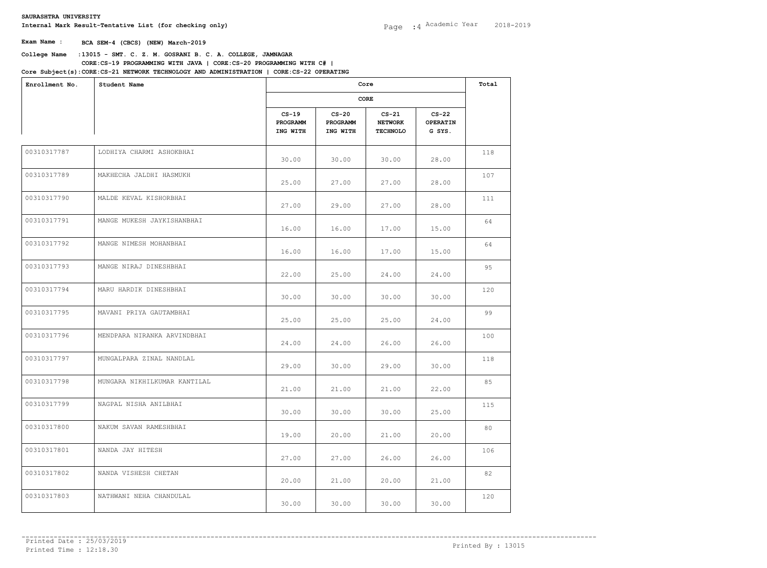**SAURASHTRA UNIVERSITY**

**Internal Mark Result-Tentative List (for checking only)**

Academic Year 2018-2019

**Exam Name : BCA SEM-4 (CBCS) (NEW) March-2019**

**College Name : 13015 - SMT. C. Z. M. GOSRANI B. C. A. COLLEGE, JAMNAGAR**

**Core Subject(s): CORE:CS-19 PROGRAMMING WITH JAVA | CORE:CS-20 PROGRAMMING WITH C# | CORE:CS-21 NETWORK TECHNOLOGY AND ADMINISTRATION | CORE:CS-22 OPERATING**

| Enrollment No. | Student Name | Core | | | | Total |
|---|---|---|---|---|---|---|
| | | CORE | | | | |
| | | CS-19 PROGRAMMING WITH | CS-20 PROGRAMMING WITH | CS-21 NETWORK TECHNOLO | CS-22 OPERATING SYS. | |
| 00310317787 | LODHIYA CHARMI ASHOKBHAI | 30.00 | 30.00 | 30.00 | 28.00 | 118 |
| 00310317789 | MAKHECHA JALDHI HASMUKH | 25.00 | 27.00 | 27.00 | 28.00 | 107 |
| 00310317790 | MALDE KEVAL KISHORBHAI | 27.00 | 29.00 | 27.00 | 28.00 | 111 |
| 00310317791 | MANGE MUKESH JAYKISHANBHAI | 16.00 | 16.00 | 17.00 | 15.00 | 64 |
| 00310317792 | MANGE NIMESH MOHANBHAI | 16.00 | 16.00 | 17.00 | 15.00 | 64 |
| 00310317793 | MANGE NIRAJ DINESHBHAI | 22.00 | 25.00 | 24.00 | 24.00 | 95 |
| 00310317794 | MARU HARDIK DINESHBHAI | 30.00 | 30.00 | 30.00 | 30.00 | 120 |
| 00310317795 | MAVANI PRIYA GAUTAMBHAI | 25.00 | 25.00 | 25.00 | 24.00 | 99 |
| 00310317796 | MENDPARA NIRANKA ARVINDBHAI | 24.00 | 24.00 | 26.00 | 26.00 | 100 |
| 00310317797 | MUNGALPARA ZINAL NANDLAL | 29.00 | 30.00 | 29.00 | 30.00 | 118 |
| 00310317798 | MUNGARA NIKHILKUMAR KANTILAL | 21.00 | 21.00 | 21.00 | 22.00 | 85 |
| 00310317799 | NAGPAL NISHA ANILBHAI | 30.00 | 30.00 | 30.00 | 25.00 | 115 |
| 00310317800 | NAKUM SAVAN RAMESHBHAI | 19.00 | 20.00 | 21.00 | 20.00 | 80 |
| 00310317801 | NANDA JAY HITESH | 27.00 | 27.00 | 26.00 | 26.00 | 106 |
| 00310317802 | NANDA VISHESH CHETAN | 20.00 | 21.00 | 20.00 | 21.00 | 82 |
| 00310317803 | NATHWANI NEHA CHANDULAL | 30.00 | 30.00 | 30.00 | 30.00 | 120 |

Printed Date : 25/03/2019
Printed Time : 12:18.30

Printed By : 13015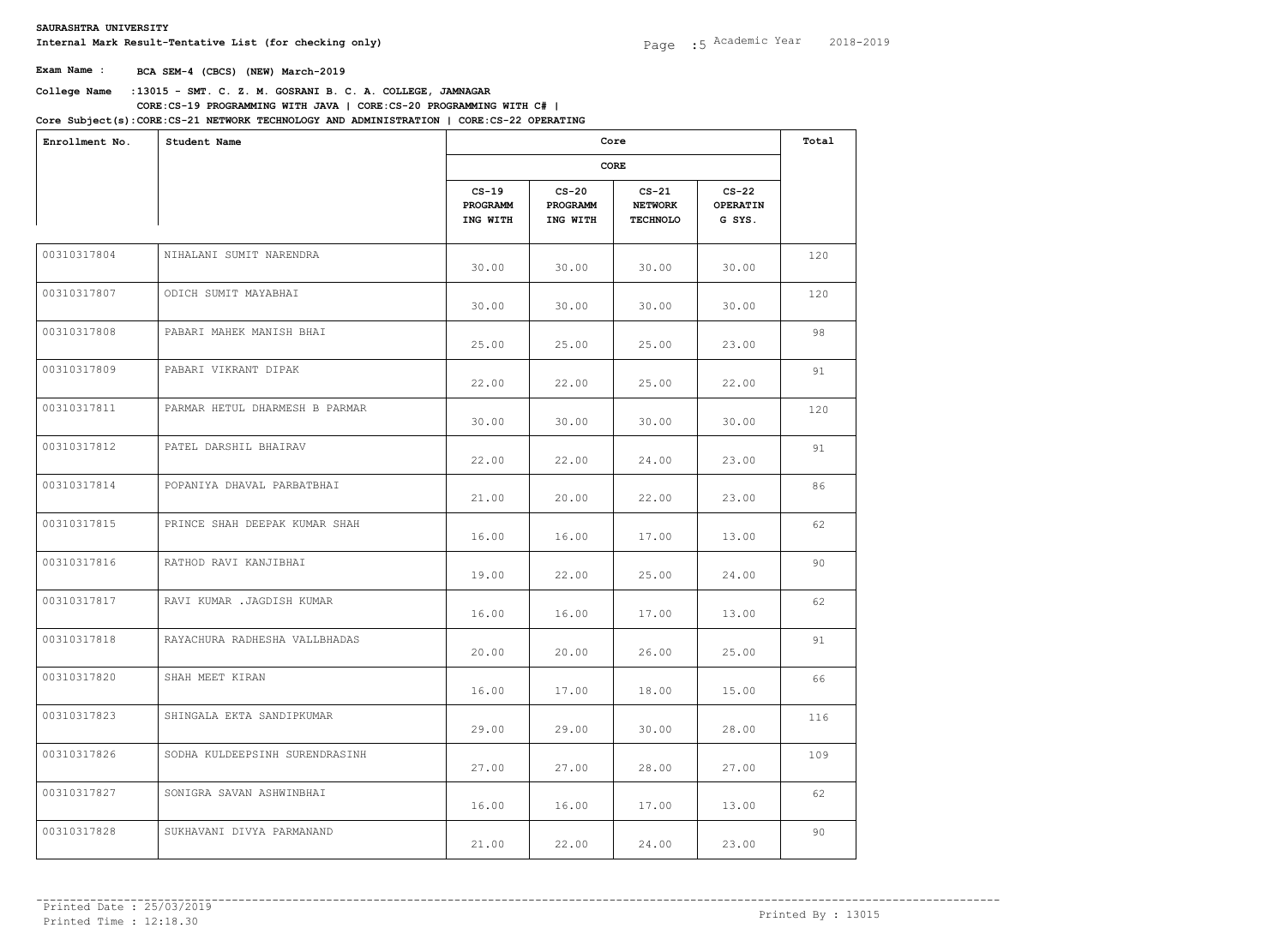**SAURASHTRA UNIVERSITY**

**Internal Mark Result-Tentative List (for checking only)**

Academic Year 2018-2019

**Exam Name : BCA SEM-4 (CBCS) (NEW) March-2019**

**College Name : 13015 - SMT. C. Z. M. GOSRANI B. C. A. COLLEGE, JAMNAGAR**

**Core Subject(s):CORE:CS-19 PROGRAMMING WITH JAVA | CORE:CS-20 PROGRAMMING WITH C# | CORE:CS-21 NETWORK TECHNOLOGY AND ADMINISTRATION | CORE:CS-22 OPERATING**

| Enrollment No. | Student Name | Core | | | | Total |
|---|---|---|---|---|---|---|
| | | CORE | | | | |
| | | CS-19 PROGRAMM ING WITH | CS-20 PROGRAMM ING WITH | CS-21 NETWORK TECHNOLO | CS-22 OPERATIN G SYS. | |
| 00310317804 | NIHALANI SUMIT NARENDRA | 30.00 | 30.00 | 30.00 | 30.00 | 120 |
| 00310317807 | ODICH SUMIT MAYABHAI | 30.00 | 30.00 | 30.00 | 30.00 | 120 |
| 00310317808 | PABARI MAHEK MANISH BHAI | 25.00 | 25.00 | 25.00 | 23.00 | 98 |
| 00310317809 | PABARI VIKRANT DIPAK | 22.00 | 22.00 | 25.00 | 22.00 | 91 |
| 00310317811 | PARMAR HETUL DHARMESH B PARMAR | 30.00 | 30.00 | 30.00 | 30.00 | 120 |
| 00310317812 | PATEL DARSHIL BHAIRAV | 22.00 | 22.00 | 24.00 | 23.00 | 91 |
| 00310317814 | POPANIYA DHAVAL PARBATBHAI | 21.00 | 20.00 | 22.00 | 23.00 | 86 |
| 00310317815 | PRINCE SHAH DEEPAK KUMAR SHAH | 16.00 | 16.00 | 17.00 | 13.00 | 62 |
| 00310317816 | RATHOD RAVI KANJIBHAI | 19.00 | 22.00 | 25.00 | 24.00 | 90 |
| 00310317817 | RAVI KUMAR .JAGDISH KUMAR | 16.00 | 16.00 | 17.00 | 13.00 | 62 |
| 00310317818 | RAYACHURA RADHESHA VALLBHADAS | 20.00 | 20.00 | 26.00 | 25.00 | 91 |
| 00310317820 | SHAH MEET KIRAN | 16.00 | 17.00 | 18.00 | 15.00 | 66 |
| 00310317823 | SHINGALA EKTA SANDIPKUMAR | 29.00 | 29.00 | 30.00 | 28.00 | 116 |
| 00310317826 | SODHA KULDEEPSINH SURENDRASINH | 27.00 | 27.00 | 28.00 | 27.00 | 109 |
| 00310317827 | SONIGRA SAVAN ASHWINBHAI | 16.00 | 16.00 | 17.00 | 13.00 | 62 |
| 00310317828 | SUKHAVANI DIVYA PARMANAND | 21.00 | 22.00 | 24.00 | 23.00 | 90 |

Printed Date : 25/03/2019
Printed Time : 12:18.30

Printed By : 13015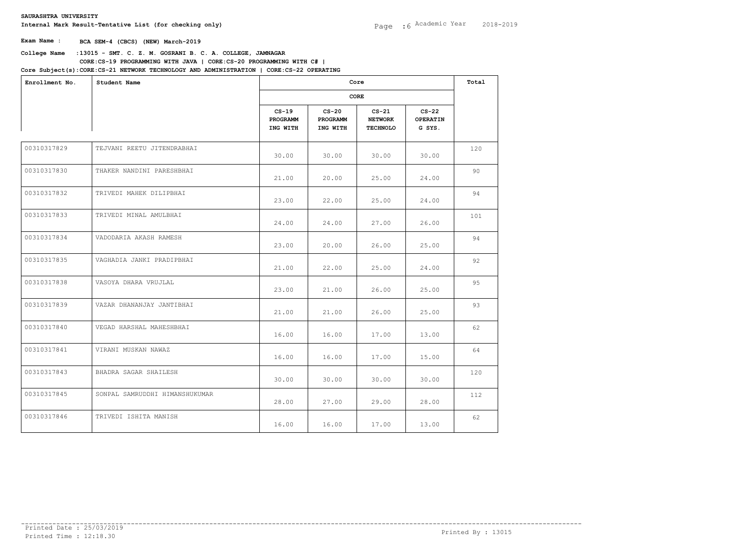SAURASHTRA UNIVERSITY

Internal Mark Result-Tentative List (for checking only)

Academic Year 2018-2019

**Exam Name :** BCA SEM-4 (CBCS) (NEW) March-2019

**College Name :** 13015 - SMT. C. Z. M. GOSRANI B. C. A. COLLEGE, JAMNAGAR

**Core Subject(s):** CORE:CS-19 PROGRAMMING WITH JAVA | CORE:CS-20 PROGRAMMING WITH C# | CORE:CS-21 NETWORK TECHNOLOGY AND ADMINISTRATION | CORE:CS-22 OPERATING

| Enrollment No. | Student Name | Core | | | | Total |
|---|---|---|---|---|---|---|
| | | CORE | | | | |
| | | CS-19 PROGRAMMING WITH | CS-20 PROGRAMMING WITH | CS-21 NETWORK TECHNOLO | CS-22 OPERATING SYS. | |
| 00310317829 | TEJVANI REETU JITENDRABHAI | 30.00 | 30.00 | 30.00 | 30.00 | 120 |
| 00310317830 | THAKER NANDINI PARESHBHAI | 21.00 | 20.00 | 25.00 | 24.00 | 90 |
| 00310317832 | TRIVEDI MAHEK DILIPBHAI | 23.00 | 22.00 | 25.00 | 24.00 | 94 |
| 00310317833 | TRIVEDI MINAL AMULBHAI | 24.00 | 24.00 | 27.00 | 26.00 | 101 |
| 00310317834 | VADODARIA AKASH RAMESH | 23.00 | 20.00 | 26.00 | 25.00 | 94 |
| 00310317835 | VAGHADIA JANKI PRADIPBHAI | 21.00 | 22.00 | 25.00 | 24.00 | 92 |
| 00310317838 | VASOYA DHARA VRUJLAL | 23.00 | 21.00 | 26.00 | 25.00 | 95 |
| 00310317839 | VAZAR DHANANJAY JANTIBHAI | 21.00 | 21.00 | 26.00 | 25.00 | 93 |
| 00310317840 | VEGAD HARSHAL MAHESHBHAI | 16.00 | 16.00 | 17.00 | 13.00 | 62 |
| 00310317841 | VIRANI MUSKAN NAWAZ | 16.00 | 16.00 | 17.00 | 15.00 | 64 |
| 00310317843 | BHADRA SAGAR SHAILESH | 30.00 | 30.00 | 30.00 | 30.00 | 120 |
| 00310317845 | SONPAL SAMRUDDHI HIMANSHUKUMAR | 28.00 | 27.00 | 29.00 | 28.00 | 112 |
| 00310317846 | TRIVEDI ISHITA MANISH | 16.00 | 16.00 | 17.00 | 13.00 | 62 |

Printed Date : 25/03/2019

Printed Time : 12:18.30

Printed By : 13015